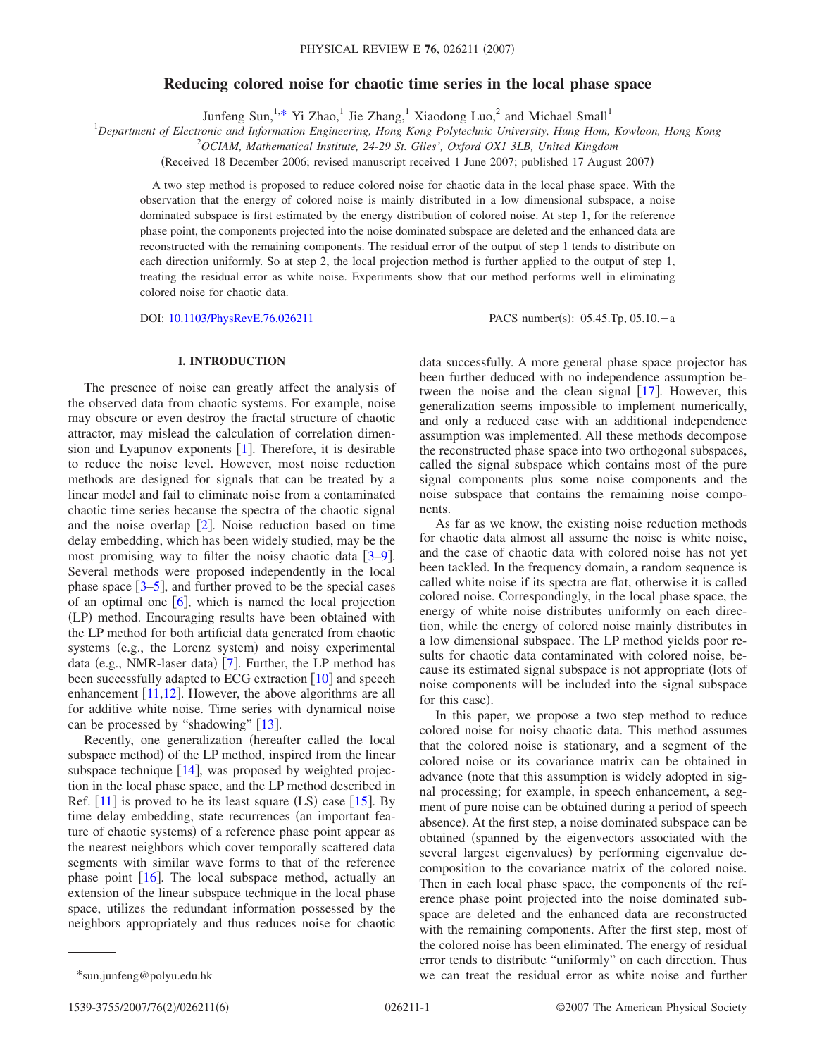# Reducing colored noise for chaotic time series in the local phase space

Junfeng Sun,[1,*] Yi Zhao,[1] Jie Zhang,[1] Xiaodong Luo,[2] and Michael Small[1]

[1]Department of Electronic and Information Engineering, Hong Kong Polytechnic University, Hung Hom, Kowloon, Hong Kong

[2]OCIAM, Mathematical Institute, 24-29 St. Giles', Oxford OX1 3LB, United Kingdom

(Received 18 December 2006; revised manuscript received 1 June 2007; published 17 August 2007)

A two step method is proposed to reduce colored noise for chaotic data in the local phase space. With the observation that the energy of colored noise is mainly distributed in a low dimensional subspace, a noise dominated subspace is first estimated by the energy distribution of colored noise. At step 1, for the reference phase point, the components projected into the noise dominated subspace are deleted and the enhanced data are reconstructed with the remaining components. The residual error of the output of step 1 tends to distribute on each direction uniformly. So at step 2, the local projection method is further applied to the output of step 1, treating the residual error as white noise. Experiments show that our method performs well in eliminating colored noise for chaotic data.

DOI: 10.1103/PhysRevE.76.026211

PACS number(s): 05.45.Tp, 05.10.−a

## I. INTRODUCTION

The presence of noise can greatly affect the analysis of the observed data from chaotic systems. For example, noise may obscure or even destroy the fractal structure of chaotic attractor, may mislead the calculation of correlation dimension and Lyapunov exponents [1]. Therefore, it is desirable to reduce the noise level. However, most noise reduction methods are designed for signals that can be treated by a linear model and fail to eliminate noise from a contaminated chaotic time series because the spectra of the chaotic signal and the noise overlap [2]. Noise reduction based on time delay embedding, which has been widely studied, may be the most promising way to filter the noisy chaotic data [3–9]. Several methods were proposed independently in the local phase space [3–5], and further proved to be the special cases of an optimal one [6], which is named the local projection (LP) method. Encouraging results have been obtained with the LP method for both artificial data generated from chaotic systems (e.g., the Lorenz system) and noisy experimental data (e.g., NMR-laser data) [7]. Further, the LP method has been successfully adapted to ECG extraction [10] and speech enhancement [11,12]. However, the above algorithms are all for additive white noise. Time series with dynamical noise can be processed by "shadowing" [13].

Recently, one generalization (hereafter called the local subspace method) of the LP method, inspired from the linear subspace technique [14], was proposed by weighted projection in the local phase space, and the LP method described in Ref. [11] is proved to be its least square (LS) case [15]. By time delay embedding, state recurrences (an important feature of chaotic systems) of a reference phase point appear as the nearest neighbors which cover temporally scattered data segments with similar wave forms to that of the reference phase point [16]. The local subspace method, actually an extension of the linear subspace technique in the local phase space, utilizes the redundant information possessed by the neighbors appropriately and thus reduces noise for chaotic data successfully. A more general phase space projector has been further deduced with no independence assumption between the noise and the clean signal [17]. However, this generalization seems impossible to implement numerically, and only a reduced case with an additional independence assumption was implemented. All these methods decompose the reconstructed phase space into two orthogonal subspaces, called the signal subspace which contains most of the pure signal components plus some noise components and the noise subspace that contains the remaining noise components.

As far as we know, the existing noise reduction methods for chaotic data almost all assume the noise is white noise, and the case of chaotic data with colored noise has not yet been tackled. In the frequency domain, a random sequence is called white noise if its spectra are flat, otherwise it is called colored noise. Correspondingly, in the local phase space, the energy of white noise distributes uniformly on each direction, while the energy of colored noise mainly distributes in a low dimensional subspace. The LP method yields poor results for chaotic data contaminated with colored noise, because its estimated signal subspace is not appropriate (lots of noise components will be included into the signal subspace for this case).

In this paper, we propose a two step method to reduce colored noise for noisy chaotic data. This method assumes that the colored noise is stationary, and a segment of the colored noise or its covariance matrix can be obtained in advance (note that this assumption is widely adopted in signal processing; for example, in speech enhancement, a segment of pure noise can be obtained during a period of speech absence). At the first step, a noise dominated subspace can be obtained (spanned by the eigenvectors associated with the several largest eigenvalues) by performing eigenvalue decomposition to the covariance matrix of the colored noise. Then in each local phase space, the components of the reference phase point projected into the noise dominated subspace are deleted and the enhanced data are reconstructed with the remaining components. After the first step, most of the colored noise has been eliminated. The energy of residual error tends to distribute "uniformly" on each direction. Thus we can treat the residual error as white noise and further

*sun.junfeng@polyu.edu.hk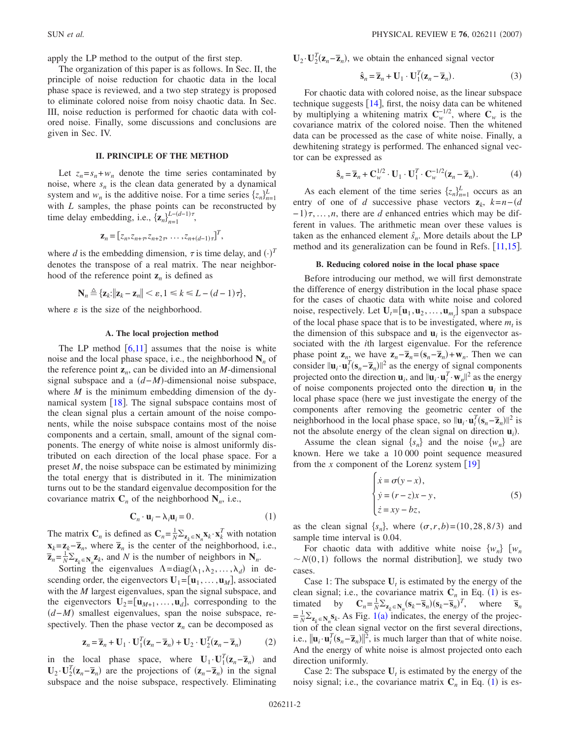apply the LP method to the output of the first step.

The organization of this paper is as follows. In Sec. II, the principle of noise reduction for chaotic data in the local phase space is reviewed, and a two step strategy is proposed to eliminate colored noise from noisy chaotic data. In Sec. III, noise reduction is performed for chaotic data with colored noise. Finally, some discussions and conclusions are given in Sec. IV.

## II. PRINCIPLE OF THE METHOD

Let $z_n = s_n + w_n$ denote the time series contaminated by noise, where $s_n$ is the clean data generated by a dynamical system and $w_n$ is the additive noise. For a time series $\{z_n\}_{n=1}^{L}$ with $L$ samples, the phase points can be reconstructed by time delay embedding, i.e., $\{\mathbf{z}_n\}_{n=1}^{L-(d-1)\tau}$,

$$\mathbf{z}_n = [z_n, z_{n+\tau}, z_{n+2\tau}, \ldots, z_{n+(d-1)\tau}]^T,$$

where $d$ is the embedding dimension, $\tau$ is time delay, and $(\cdot)^T$ denotes the transpose of a real matrix. The near neighborhood of the reference point $\mathbf{z}_n$ is defined as

$$\mathbf{N}_n \triangleq \{\mathbf{z}_k : \|\mathbf{z}_k - \mathbf{z}_n\| < \varepsilon, 1 \leqslant k \leqslant L - (d-1)\tau\},$$

where $\varepsilon$ is the size of the neighborhood.

### A. The local projection method

The LP method [6,11] assumes that the noise is white noise and the local phase space, i.e., the neighborhood $\mathbf{N}_n$ of the reference point $\mathbf{z}_n$, can be divided into an $M$-dimensional signal subspace and a $(d-M)$-dimensional noise subspace, where $M$ is the minimum embedding dimension of the dynamical system [18]. The signal subspace contains most of the clean signal plus a certain amount of the noise components, while the noise subspace contains most of the noise components and a certain, small, amount of the signal components. The energy of white noise is almost uniformly distributed on each direction of the local phase space. For a preset $M$, the noise subspace can be estimated by minimizing the total energy that is distributed in it. The minimization turns out to be the standard eigenvalue decomposition for the covariance matrix $\mathbf{C}_n$ of the neighborhood $\mathbf{N}_n$, i.e.,

$$\mathbf{C}_n \cdot \mathbf{u}_i - \lambda_i \mathbf{u}_i = 0. \tag{1}$$

The matrix $\mathbf{C}_n$ is defined as $\mathbf{C}_n = \frac{1}{N}\sum_{\mathbf{z}_k \in \mathbf{N}_n} \mathbf{x}_k \cdot \mathbf{x}_k^T$ with notation $\mathbf{x}_k = \mathbf{z}_k - \overline{\mathbf{z}}_n$, where $\overline{\mathbf{z}}_n$ is the center of the neighborhood, i.e., $\overline{\mathbf{z}}_n = \frac{1}{N}\sum_{\mathbf{z}_k \in \mathbf{N}_n} \mathbf{z}_k$, and $N$ is the number of neighbors in $\mathbf{N}_n$.

Sorting the eigenvalues $\Lambda = \mathrm{diag}(\lambda_1, \lambda_2, \ldots, \lambda_d)$ in descending order, the eigenvectors $\mathbf{U}_1 = [\mathbf{u}_1, \ldots, \mathbf{u}_M]$, associated with the $M$ largest eigenvalues, span the signal subspace, and the eigenvectors $\mathbf{U}_2 = [\mathbf{u}_{M+1}, \ldots, \mathbf{u}_d]$, corresponding to the $(d-M)$ smallest eigenvalues, span the noise subspace, respectively. Then the phase vector $\mathbf{z}_n$ can be decomposed as

$$\mathbf{z}_n = \overline{\mathbf{z}}_n + \mathbf{U}_1 \cdot \mathbf{U}_1^T(\mathbf{z}_n - \overline{\mathbf{z}}_n) + \mathbf{U}_2 \cdot \mathbf{U}_2^T(\mathbf{z}_n - \overline{\mathbf{z}}_n) \tag{2}$$

in the local phase space, where $\mathbf{U}_1 \cdot \mathbf{U}_1^T(\mathbf{z}_n - \overline{\mathbf{z}}_n)$ and $\mathbf{U}_2 \cdot \mathbf{U}_2^T(\mathbf{z}_n - \overline{\mathbf{z}}_n)$ are the projections of $(\mathbf{z}_n - \overline{\mathbf{z}}_n)$ in the signal subspace and the noise subspace, respectively. Eliminating $\mathbf{U}_2 \cdot \mathbf{U}_2^T(\mathbf{z}_n - \overline{\mathbf{z}}_n)$, we obtain the enhanced signal vector

$$\hat{\mathbf{s}}_n = \overline{\mathbf{z}}_n + \mathbf{U}_1 \cdot \mathbf{U}_1^T(\mathbf{z}_n - \overline{\mathbf{z}}_n). \tag{3}$$

For chaotic data with colored noise, as the linear subspace technique suggests [14], first, the noisy data can be whitened by multiplying a whitening matrix $\mathbf{C}_w^{-1/2}$, where $\mathbf{C}_w$ is the covariance matrix of the colored noise. Then the whitened data can be processed as the case of white noise. Finally, a dewhitening strategy is performed. The enhanced signal vector can be expressed as

$$\hat{\mathbf{s}}_n = \overline{\mathbf{z}}_n + \mathbf{C}_w^{1/2} \cdot \mathbf{U}_1 \cdot \mathbf{U}_1^T \cdot \mathbf{C}_w^{-1/2}(\mathbf{z}_n - \overline{\mathbf{z}}_n). \tag{4}$$

As each element of the time series $\{z_n\}_{n=1}^{L}$ occurs as an entry of one of $d$ successive phase vectors $\mathbf{z}_k$, $k = n-(d-1)\tau, \ldots, n$, there are $d$ enhanced entries which may be different in values. The arithmetic mean over these values is taken as the enhanced element $\hat{s}_n$. More details about the LP method and its generalization can be found in Refs. [11,15].

### B. Reducing colored noise in the local phase space

Before introducing our method, we will first demonstrate the difference of energy distribution in the local phase space for the cases of chaotic data with white noise and colored noise, respectively. Let $\mathbf{U}_t = [\mathbf{u}_1, \mathbf{u}_2, \ldots, \mathbf{u}_{m_t}]$ span a subspace of the local phase space that is to be investigated, where $m_t$ is the dimension of this subspace and $\mathbf{u}_i$ is the eigenvector associated with the $i$th largest eigenvalue. For the reference phase point $\mathbf{z}_n$, we have $\mathbf{z}_n - \overline{\mathbf{z}}_n = (\mathbf{s}_n - \overline{\mathbf{z}}_n) + \mathbf{w}_n$. Then we can consider $\|\mathbf{u}_i \cdot \mathbf{u}_i^T(\mathbf{s}_n - \overline{\mathbf{z}}_n)\|^2$ as the energy of signal components projected onto the direction $\mathbf{u}_i$, and $\|\mathbf{u}_i \cdot \mathbf{u}_i^T \cdot \mathbf{w}_n\|^2$ as the energy of noise components projected onto the direction $\mathbf{u}_i$ in the local phase space (here we just investigate the energy of the components after removing the geometric center of the neighborhood in the local phase space, so $\|\mathbf{u}_i \cdot \mathbf{u}_i^T(\mathbf{s}_n - \overline{\mathbf{z}}_n)\|^2$ is not the absolute energy of the clean signal on direction $\mathbf{u}_i$).

Assume the clean signal $\{s_n\}$ and the noise $\{w_n\}$ are known. Here we take a 10 000 point sequence measured from the $x$ component of the Lorenz system [19]

$$\begin{cases} \dot{x} = \sigma(y - x), \\ \dot{y} = (r - z)x - y, \\ \dot{z} = xy - bz, \end{cases} \tag{5}$$

as the clean signal $\{s_n\}$, where $(\sigma, r, b) = (10, 28, 8/3)$ and sample time interval is 0.04.

For chaotic data with additive white noise $\{w_n\}$ [$w_n \sim N(0,1)$ follows the normal distribution], we study two cases.

Case 1: The subspace $\mathbf{U}_t$ is estimated by the energy of the clean signal; i.e., the covariance matrix $\mathbf{C}_n$ in Eq. (1) is estimated by $\mathbf{C}_n = \frac{1}{N}\sum_{\mathbf{z}_k \in \mathbf{N}_n}(\mathbf{s}_k - \overline{\mathbf{s}}_n)(\mathbf{s}_k - \overline{\mathbf{s}}_n)^T$, where $\overline{\mathbf{s}}_n = \frac{1}{N}\sum_{\mathbf{z}_k \in \mathbf{N}_n}\mathbf{s}_k$. As Fig. 1(a) indicates, the energy of the projection of the clean signal vector on the first several directions, i.e., $\|\mathbf{u}_i \cdot \mathbf{u}_i^T(\mathbf{s}_n - \overline{\mathbf{z}}_n)\|^2$, is much larger than that of white noise. And the energy of white noise is almost projected onto each direction uniformly.

Case 2: The subspace $\mathbf{U}_t$ is estimated by the energy of the noisy signal; i.e., the covariance matrix $\mathbf{C}_n$ in Eq. (1) is es-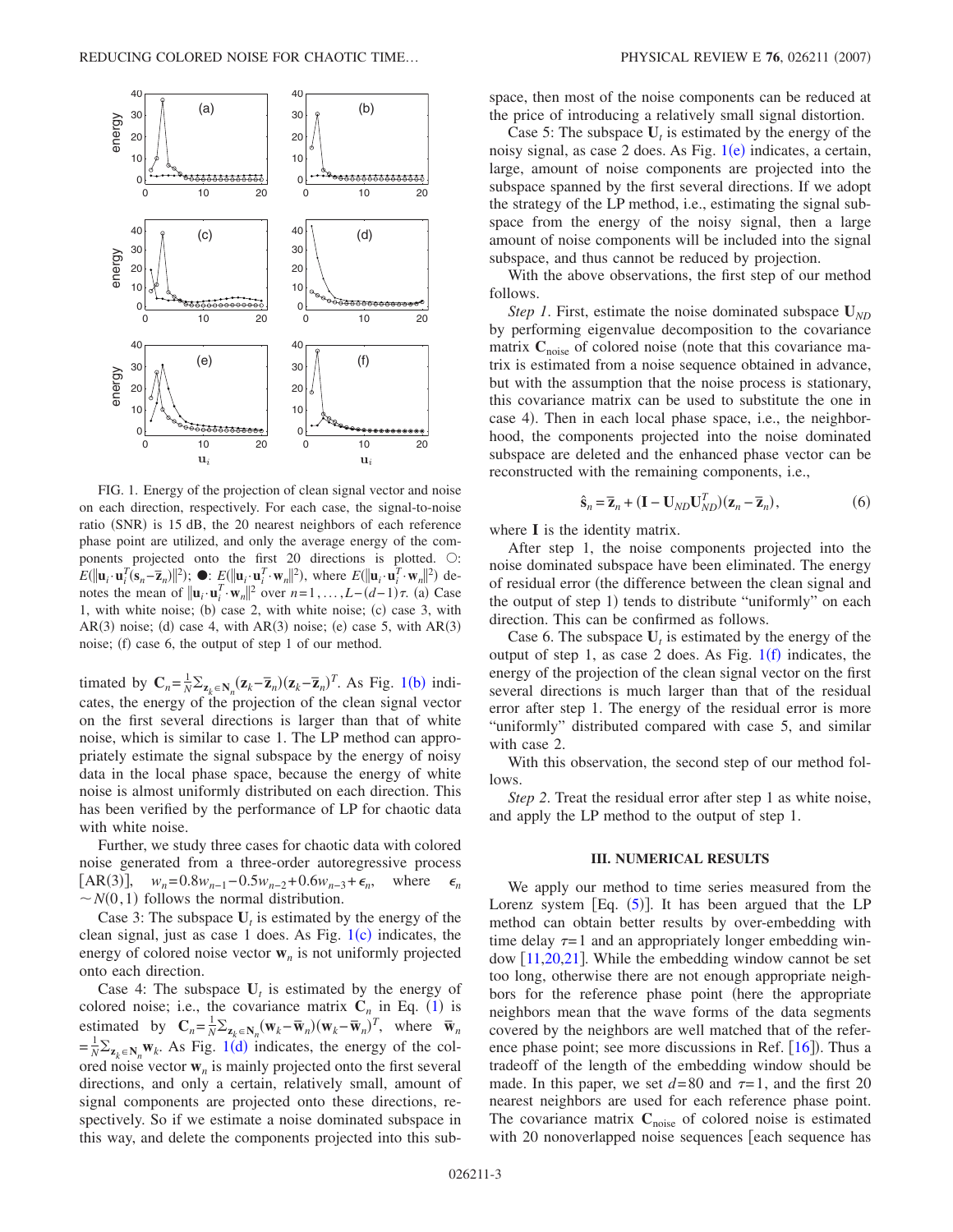FIG. 1. Energy of the projection of clean signal vector and noise on each direction, respectively. For each case, the signal-to-noise ratio (SNR) is 15 dB, the 20 nearest neighbors of each reference phase point are utilized, and only the average energy of the components projected onto the first 20 directions is plotted. ○: $E(\|\mathbf{u}_i \cdot \mathbf{u}_i^T(\mathbf{s}_n - \overline{\mathbf{z}}_n)\|^2)$; ●: $E(\|\mathbf{u}_i \cdot \mathbf{u}_i^T \cdot \mathbf{w}_n\|^2)$, where $E(\|\mathbf{u}_i \cdot \mathbf{u}_i^T \cdot \mathbf{w}_n\|^2)$ denotes the mean of $\|\mathbf{u}_i \cdot \mathbf{u}_i^T \cdot \mathbf{w}_n\|^2$ over $n=1,\ldots,L-(d-1)\tau$. (a) Case 1, with white noise; (b) case 2, with white noise; (c) case 3, with AR(3) noise; (d) case 4, with AR(3) noise; (e) case 5, with AR(3) noise; (f) case 6, the output of step 1 of our method.

timated by $\mathbf{C}_n = \frac{1}{N}\sum_{\mathbf{z}_k \in \mathbf{N}_n}(\mathbf{z}_k - \overline{\mathbf{z}}_n)(\mathbf{z}_k - \overline{\mathbf{z}}_n)^T$. As Fig. 1(b) indicates, the energy of the projection of the clean signal vector on the first several directions is larger than that of white noise, which is similar to case 1. The LP method can appropriately estimate the signal subspace by the energy of noisy data in the local phase space, because the energy of white noise is almost uniformly distributed on each direction. This has been verified by the performance of LP for chaotic data with white noise.

Further, we study three cases for chaotic data with colored noise generated from a three-order autoregressive process [AR(3)], $w_n = 0.8w_{n-1} - 0.5w_{n-2} + 0.6w_{n-3} + \epsilon_n$, where $\epsilon_n \sim N(0,1)$ follows the normal distribution.

Case 3: The subspace $\mathbf{U}_t$ is estimated by the energy of the clean signal, just as case 1 does. As Fig. 1(c) indicates, the energy of colored noise vector $\mathbf{w}_n$ is not uniformly projected onto each direction.

Case 4: The subspace $\mathbf{U}_t$ is estimated by the energy of colored noise; i.e., the covariance matrix $\mathbf{C}_n$ in Eq. (1) is estimated by $\mathbf{C}_n = \frac{1}{N}\sum_{\mathbf{z}_k \in \mathbf{N}_n}(\mathbf{w}_k - \overline{\mathbf{w}}_n)(\mathbf{w}_k - \overline{\mathbf{w}}_n)^T$, where $\overline{\mathbf{w}}_n = \frac{1}{N}\sum_{\mathbf{z}_k \in \mathbf{N}_n}\mathbf{w}_k$. As Fig. 1(d) indicates, the energy of the colored noise vector $\mathbf{w}_n$ is mainly projected onto the first several directions, and only a certain, relatively small, amount of signal components are projected onto these directions, respectively. So if we estimate a noise dominated subspace in this way, and delete the components projected into this subspace, then most of the noise components can be reduced at the price of introducing a relatively small signal distortion.

Case 5: The subspace $\mathbf{U}_t$ is estimated by the energy of the noisy signal, as case 2 does. As Fig. 1(e) indicates, a certain, large, amount of noise components are projected into the subspace spanned by the first several directions. If we adopt the strategy of the LP method, i.e., estimating the signal subspace from the energy of the noisy signal, then a large amount of noise components will be included into the signal subspace, and thus cannot be reduced by projection.

With the above observations, the first step of our method follows.

*Step 1*. First, estimate the noise dominated subspace $\mathbf{U}_{ND}$ by performing eigenvalue decomposition to the covariance matrix $\mathbf{C}_{\text{noise}}$ of colored noise (note that this covariance matrix is estimated from a noise sequence obtained in advance, but with the assumption that the noise process is stationary, this covariance matrix can be used to substitute the one in case 4). Then in each local phase space, i.e., the neighborhood, the components projected into the noise dominated subspace are deleted and the enhanced phase vector can be reconstructed with the remaining components, i.e.,

$$\hat{\mathbf{s}}_n = \overline{\mathbf{z}}_n + (\mathbf{I} - \mathbf{U}_{ND}\mathbf{U}_{ND}^T)(\mathbf{z}_n - \overline{\mathbf{z}}_n), \tag{6}$$

where $\mathbf{I}$ is the identity matrix.

After step 1, the noise components projected into the noise dominated subspace have been eliminated. The energy of residual error (the difference between the clean signal and the output of step 1) tends to distribute "uniformly" on each direction. This can be confirmed as follows.

Case 6. The subspace $\mathbf{U}_t$ is estimated by the energy of the output of step 1, as case 2 does. As Fig. 1(f) indicates, the energy of the projection of the clean signal vector on the first several directions is much larger than that of the residual error after step 1. The energy of the residual error is more "uniformly" distributed compared with case 5, and similar with case 2.

With this observation, the second step of our method follows.

*Step 2*. Treat the residual error after step 1 as white noise, and apply the LP method to the output of step 1.

### III. NUMERICAL RESULTS

We apply our method to time series measured from the Lorenz system [Eq. (5)]. It has been argued that the LP method can obtain better results by over-embedding with time delay $\tau=1$ and an appropriately longer embedding window [11,20,21]. While the embedding window cannot be set too long, otherwise there are not enough appropriate neighbors for the reference phase point (here the appropriate neighbors mean that the wave forms of the data segments covered by the neighbors are well matched that of the reference phase point; see more discussions in Ref. [16]). Thus a tradeoff of the length of the embedding window should be made. In this paper, we set $d=80$ and $\tau=1$, and the first 20 nearest neighbors are used for each reference phase point. The covariance matrix $\mathbf{C}_{\text{noise}}$ of colored noise is estimated with 20 nonoverlapped noise sequences [each sequence has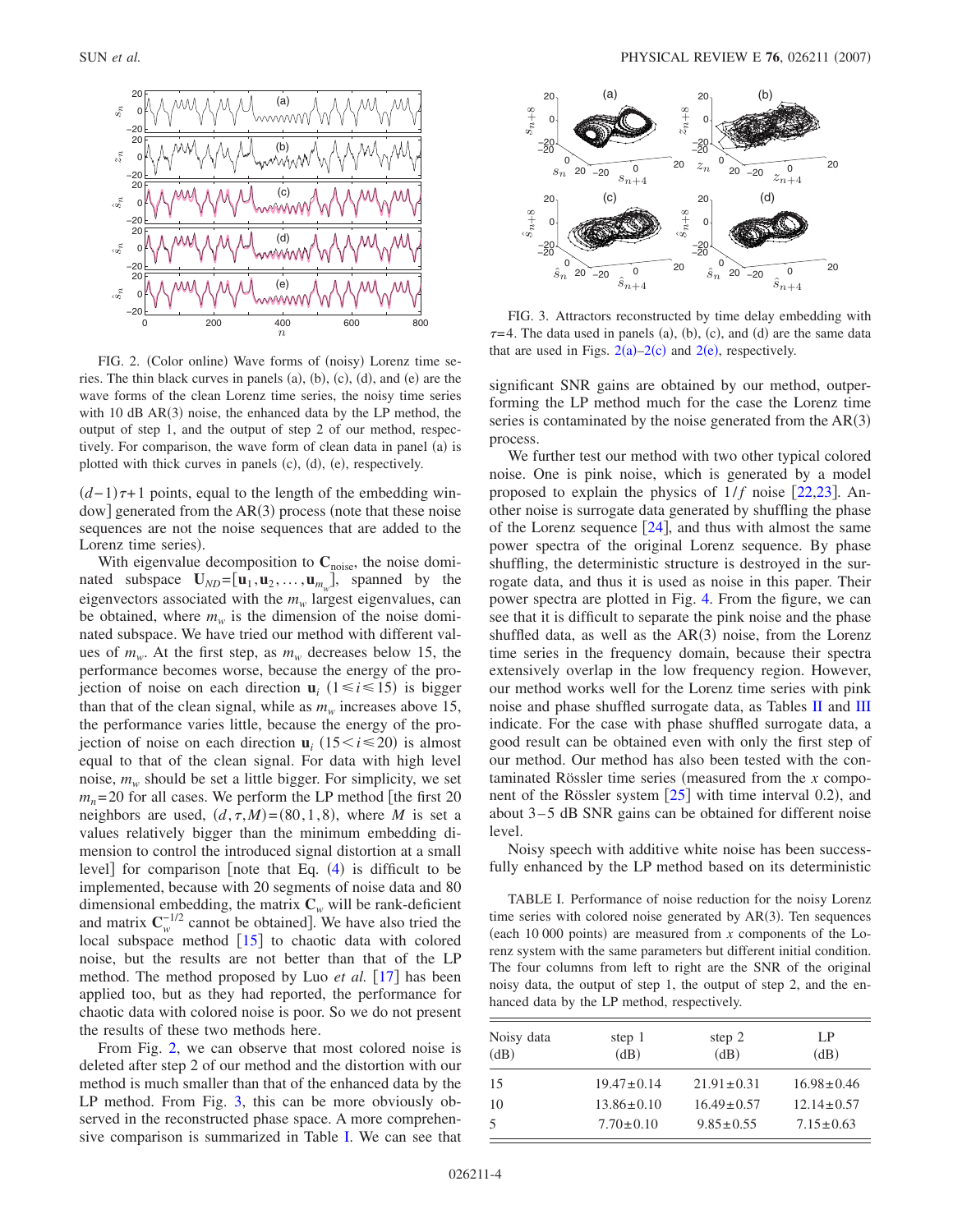FIG. 2. (Color online) Wave forms of (noisy) Lorenz time series. The thin black curves in panels (a), (b), (c), (d), and (e) are the wave forms of the clean Lorenz time series, the noisy time series with 10 dB AR(3) noise, the enhanced data by the LP method, the output of step 1, and the output of step 2 of our method, respectively. For comparison, the wave form of clean data in panel (a) is plotted with thick curves in panels (c), (d), (e), respectively.

$(d-1)\tau+1$ points, equal to the length of the embedding window] generated from the AR(3) process (note that these noise sequences are not the noise sequences that are added to the Lorenz time series).

With eigenvalue decomposition of $\mathbf{C}_{\text{noise}}$, the noise dominated subspace $\mathbf{U}_{ND}=[\mathbf{u}_1,\mathbf{u}_2,\ldots,\mathbf{u}_{m_w}]$, spanned by the eigenvectors associated with the $m_w$ largest eigenvalues, can be obtained, where $m_w$ is the dimension of the noise dominated subspace. We have tried our method with different values of $m_w$. At the first step, as $m_w$ decreases below 15, the performance becomes worse, because the energy of the projection of noise on each direction $\mathbf{u}_i$ $(1\leq i\leq 15)$ is bigger than that of the clean signal, while as $m_w$ increases above 15, the performance varies little, because the energy of the projection of noise on each direction $\mathbf{u}_i$ $(15<i\leq 20)$ is almost equal to that of the clean signal. For data with high level noise, $m_w$ should be set a little bigger. For simplicity, we set $m_n=20$ for all cases. We perform the LP method [the first 20 neighbors are used, $(d,\tau,M)=(80,1,8)$, where $M$ is set a values relatively bigger than the minimum embedding dimension to control the introduced signal distortion at a small level] for comparison [note that Eq. (4) is difficult to be implemented, because with 20 segments of noise data and 80 dimensional embedding, the matrix $\mathbf{C}_w$ will be rank-deficient and matrix $\mathbf{C}_w^{-1/2}$ cannot be obtained]. We have also tried the local subspace method [15] to chaotic data with colored noise, but the results are not better than that of the LP method. The method proposed by Luo *et al.* [17] has been applied too, but as they had reported, the performance for chaotic data with colored noise is poor. So we do not present the results of these two methods here.

From Fig. 2, we can observe that most colored noise is deleted after step 2 of our method and the distortion with our method is much smaller than that of the enhanced data by the LP method. From Fig. 3, this can be more obviously observed in the reconstructed phase space. A more comprehensive comparison is summarized in Table I. We can see that

FIG. 3. Attractors reconstructed by time delay embedding with $\tau=4$. The data used in panels (a), (b), (c), and (d) are the same data that are used in Figs. 2(a)–2(c) and 2(e), respectively.

significant SNR gains are obtained by our method, outperforming the LP method much for the case the Lorenz time series is contaminated by the noise generated from the AR(3) process.

We further test our method with two other typical colored noise. One is pink noise, which is generated by a model proposed to explain the physics of $1/f$ noise [22,23]. Another noise is surrogate data generated by shuffling the phase of the Lorenz sequence [24], and thus with almost the same power spectra of the original Lorenz sequence. By phase shuffling, the deterministic structure is destroyed in the surrogate data, and thus it is used as noise in this paper. Their power spectra are plotted in Fig. 4. From the figure, we can see that it is difficult to separate the pink noise and the phase shuffled data, as well as the AR(3) noise, from the Lorenz time series in the frequency domain, because their spectra extensively overlap in the low frequency region. However, our method works well for the Lorenz time series with pink noise and phase shuffled surrogate data, as Tables II and III indicate. For the case with phase shuffled surrogate data, a good result can be obtained even with only the first step of our method. Our method has also been tested with the contaminated Rössler time series (measured from the $x$ component of the Rössler system [25] with time interval 0.2), and about 3–5 dB SNR gains can be obtained for different noise level.

Noisy speech with additive white noise has been successfully enhanced by the LP method based on its deterministic

TABLE I. Performance of noise reduction for the noisy Lorenz time series with colored noise generated by AR(3). Ten sequences (each 10 000 points) are measured from $x$ components of the Lorenz system with the same parameters but different initial condition. The four columns from left to right are the SNR of the original noisy data, the output of step 1, the output of step 2, and the enhanced data by the LP method, respectively.

| Noisy data (dB) | step 1 (dB) | step 2 (dB) | LP (dB) |
|---|---|---|---|
| 15 | 19.47±0.14 | 21.91±0.31 | 16.98±0.46 |
| 10 | 13.86±0.10 | 16.49±0.57 | 12.14±0.57 |
| 5 | 7.70±0.10 | 9.85±0.55 | 7.15±0.63 |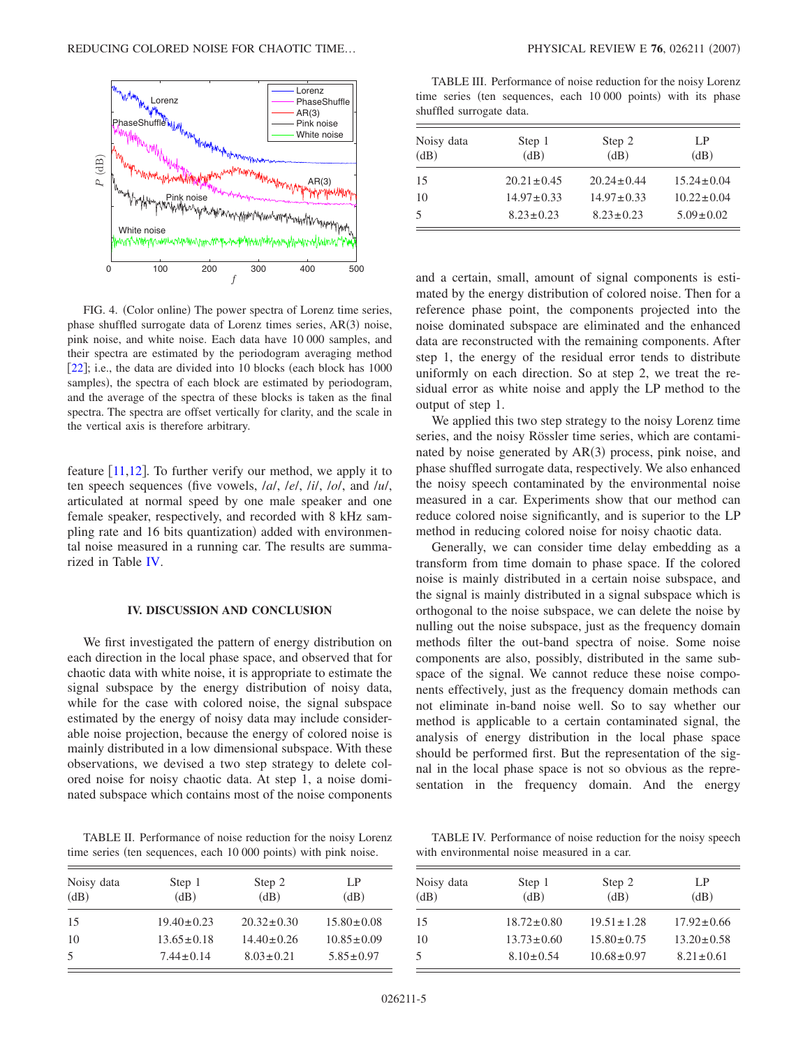FIG. 4. (Color online) The power spectra of Lorenz time series, phase shuffled surrogate data of Lorenz times series, AR(3) noise, pink noise, and white noise. Each data have 10 000 samples, and their spectra are estimated by the periodogram averaging method [22]; i.e., the data are divided into 10 blocks (each block has 1000 samples), the spectra of each block are estimated by periodogram, and the average of the spectra of these blocks is taken as the final spectra. The spectra are offset vertically for clarity, and the scale in the vertical axis is therefore arbitrary.

feature [11,12]. To further verify our method, we apply it to ten speech sequences (five vowels, /a/, /e/, /i/, /o/, and /u/, articulated at normal speed by one male speaker and one female speaker, respectively, and recorded with 8 kHz sampling rate and 16 bits quantization) added with environmental noise measured in a running car. The results are summarized in Table IV.

## IV. DISCUSSION AND CONCLUSION

We first investigated the pattern of energy distribution on each direction in the local phase space, and observed that for chaotic data with white noise, it is appropriate to estimate the signal subspace by the energy distribution of noisy data, while for the case with colored noise, the signal subspace estimated by the energy of noisy data may include considerable noise projection, because the energy of colored noise is mainly distributed in a low dimensional subspace. With these observations, we devised a two step strategy to delete colored noise for noisy chaotic data. At step 1, a noise dominated subspace which contains most of the noise components and a certain, small, amount of signal components is estimated by the energy distribution of colored noise. Then for a reference phase point, the components projected into the noise dominated subspace are eliminated and the enhanced data are reconstructed with the remaining components. After step 1, the energy of the residual error tends to distribute uniformly on each direction. So at step 2, we treat the residual error as white noise and apply the LP method to the output of step 1.

We applied this two step strategy to the noisy Lorenz time series, and the noisy Rössler time series, which are contaminated by noise generated by AR(3) process, pink noise, and phase shuffled surrogate data, respectively. We also enhanced the noisy speech contaminated by the environmental noise measured in a car. Experiments show that our method can reduce colored noise significantly, and is superior to the LP method in reducing colored noise for noisy chaotic data.

Generally, we can consider time delay embedding as a transform from time domain to phase space. If the colored noise is mainly distributed in a certain noise subspace, and the signal is mainly distributed in a signal subspace which is orthogonal to the noise subspace, we can delete the noise by nulling out the noise subspace, just as the frequency domain methods filter the out-band spectra of noise. Some noise components are also, possibly, distributed in the same subspace of the signal. We cannot reduce these noise components effectively, just as the frequency domain methods can not eliminate in-band noise well. So to say whether our method is applicable to a certain contaminated signal, the analysis of energy distribution in the local phase space should be performed first. But the representation of the signal in the local phase space is not so obvious as the representation in the frequency domain. And the energy

TABLE II. Performance of noise reduction for the noisy Lorenz time series (ten sequences, each 10 000 points) with pink noise.

| Noisy data (dB) | Step 1 (dB) | Step 2 (dB) | LP (dB) |
|---|---|---|---|
| 15 | 19.40±0.23 | 20.32±0.30 | 15.80±0.08 |
| 10 | 13.65±0.18 | 14.40±0.26 | 10.85±0.09 |
| 5 | 7.44±0.14 | 8.03±0.21 | 5.85±0.97 |

TABLE III. Performance of noise reduction for the noisy Lorenz time series (ten sequences, each 10 000 points) with its phase shuffled surrogate data.

| Noisy data (dB) | Step 1 (dB) | Step 2 (dB) | LP (dB) |
|---|---|---|---|
| 15 | 20.21±0.45 | 20.24±0.44 | 15.24±0.04 |
| 10 | 14.97±0.33 | 14.97±0.33 | 10.22±0.04 |
| 5 | 8.23±0.23 | 8.23±0.23 | 5.09±0.02 |

TABLE IV. Performance of noise reduction for the noisy speech with environmental noise measured in a car.

| Noisy data (dB) | Step 1 (dB) | Step 2 (dB) | LP (dB) |
|---|---|---|---|
| 15 | 18.72±0.80 | 19.51±1.28 | 17.92±0.66 |
| 10 | 13.73±0.60 | 15.80±0.75 | 13.20±0.58 |
| 5 | 8.10±0.54 | 10.68±0.97 | 8.21±0.61 |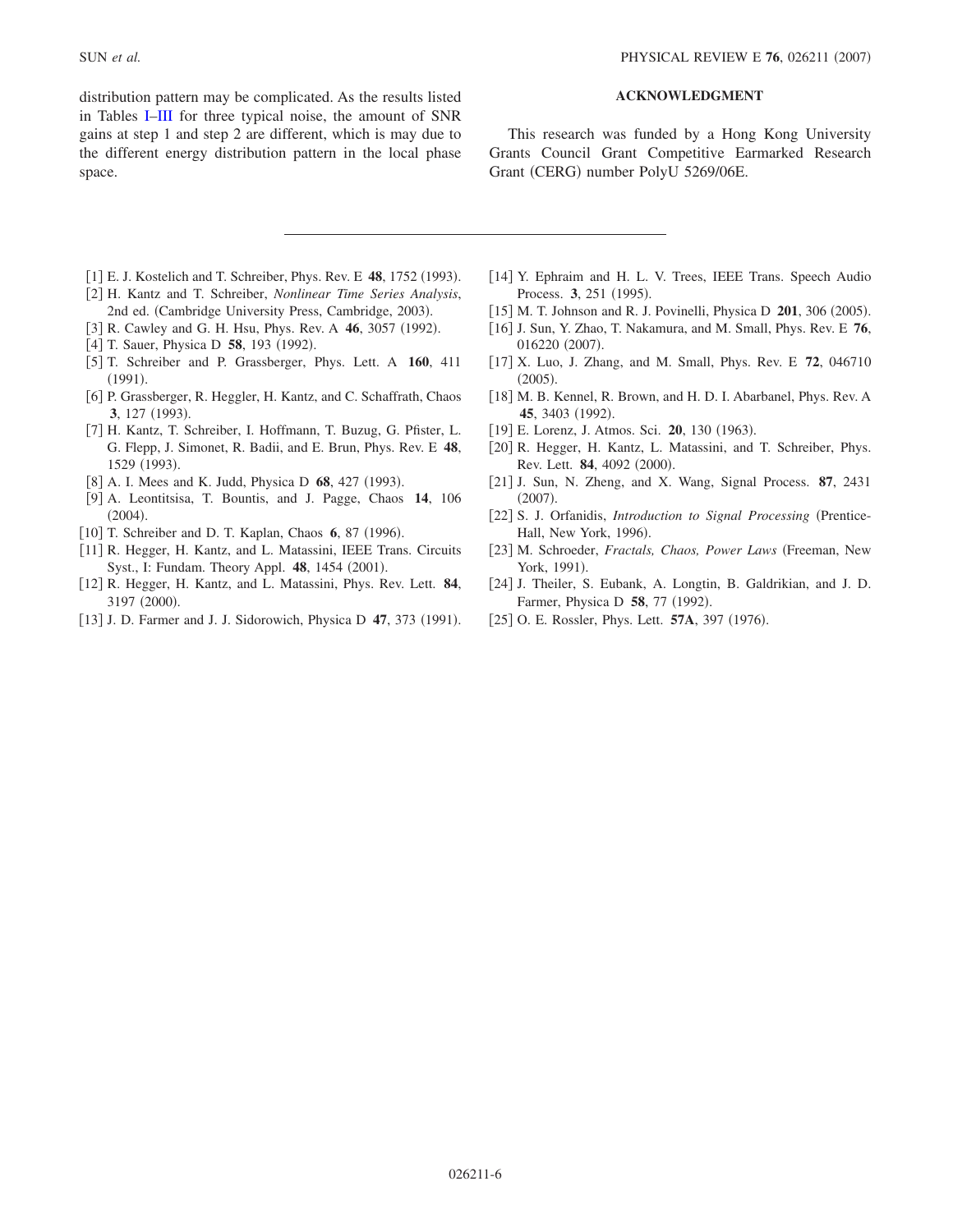distribution pattern may be complicated. As the results listed in Tables I–III for three typical noise, the amount of SNR gains at step 1 and step 2 are different, which is may due to the different energy distribution pattern in the local phase space.

## ACKNOWLEDGMENT

This research was funded by a Hong Kong University Grants Council Grant Competitive Earmarked Research Grant (CERG) number PolyU 5269/06E.

---

[1] E. J. Kostelich and T. Schreiber, Phys. Rev. E **48**, 1752 (1993).

[2] H. Kantz and T. Schreiber, *Nonlinear Time Series Analysis*, 2nd ed. (Cambridge University Press, Cambridge, 2003).

[3] R. Cawley and G. H. Hsu, Phys. Rev. A **46**, 3057 (1992).

[4] T. Sauer, Physica D **58**, 193 (1992).

[5] T. Schreiber and P. Grassberger, Phys. Lett. A **160**, 411 (1991).

[6] P. Grassberger, R. Heggler, H. Kantz, and C. Schaffrath, Chaos **3**, 127 (1993).

[7] H. Kantz, T. Schreiber, I. Hoffmann, T. Buzug, G. Pfister, L. G. Flepp, J. Simonet, R. Badii, and E. Brun, Phys. Rev. E **48**, 1529 (1993).

[8] A. I. Mees and K. Judd, Physica D **68**, 427 (1993).

[9] A. Leontitsisa, T. Bountis, and J. Pagge, Chaos **14**, 106 (2004).

[10] T. Schreiber and D. T. Kaplan, Chaos **6**, 87 (1996).

[11] R. Hegger, H. Kantz, and L. Matassini, IEEE Trans. Circuits Syst., I: Fundam. Theory Appl. **48**, 1454 (2001).

[12] R. Hegger, H. Kantz, and L. Matassini, Phys. Rev. Lett. **84**, 3197 (2000).

[13] J. D. Farmer and J. J. Sidorowich, Physica D **47**, 373 (1991).

[14] Y. Ephraim and H. L. V. Trees, IEEE Trans. Speech Audio Process. **3**, 251 (1995).

[15] M. T. Johnson and R. J. Povinelli, Physica D **201**, 306 (2005).

[16] J. Sun, Y. Zhao, T. Nakamura, and M. Small, Phys. Rev. E **76**, 016220 (2007).

[17] X. Luo, J. Zhang, and M. Small, Phys. Rev. E **72**, 046710 (2005).

[18] M. B. Kennel, R. Brown, and H. D. I. Abarbanel, Phys. Rev. A **45**, 3403 (1992).

[19] E. Lorenz, J. Atmos. Sci. **20**, 130 (1963).

[20] R. Hegger, H. Kantz, L. Matassini, and T. Schreiber, Phys. Rev. Lett. **84**, 4092 (2000).

[21] J. Sun, N. Zheng, and X. Wang, Signal Process. **87**, 2431 (2007).

[22] S. J. Orfanidis, *Introduction to Signal Processing* (Prentice-Hall, New York, 1996).

[23] M. Schroeder, *Fractals, Chaos, Power Laws* (Freeman, New York, 1991).

[24] J. Theiler, S. Eubank, A. Longtin, B. Galdrikian, and J. D. Farmer, Physica D **58**, 77 (1992).

[25] O. E. Rossler, Phys. Lett. **57A**, 397 (1976).